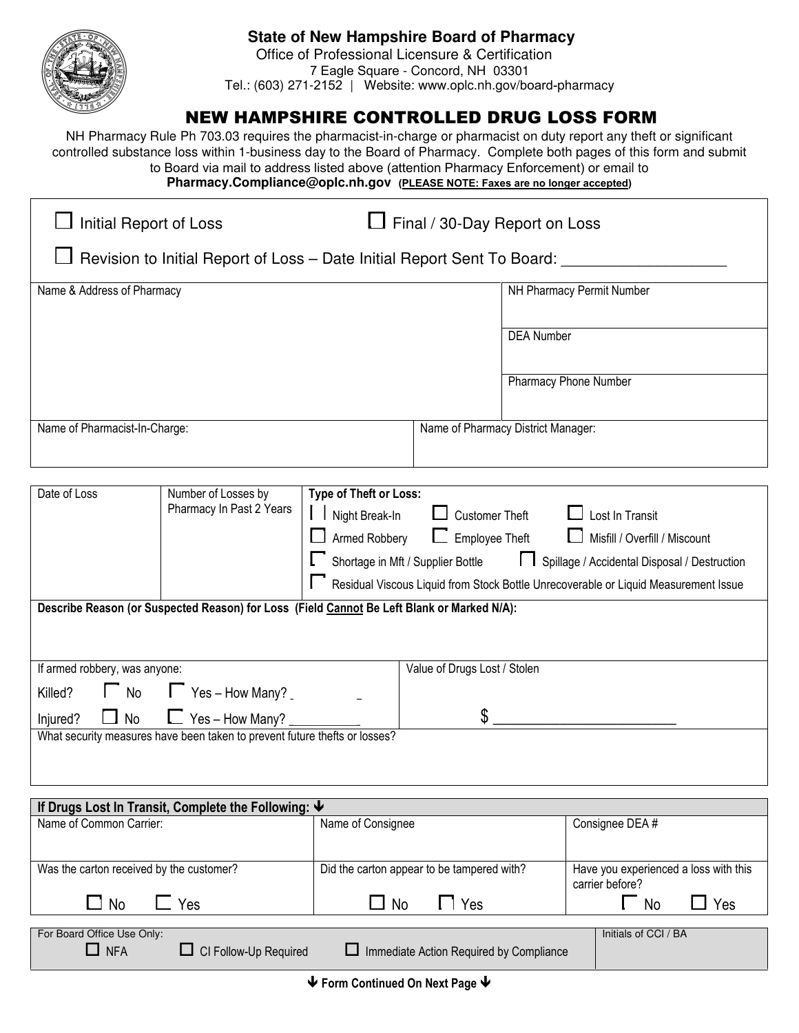# State of New Hampshire Board of Pharmacy

Office of Professional Licensure & Certification
7 Eagle Square - Concord, NH 03301
Tel.: (603) 271-2152 | Website: www.oplc.nh.gov/board-pharmacy

## NEW HAMPSHIRE CONTROLLED DRUG LOSS FORM

NH Pharmacy Rule Ph 703.03 requires the pharmacist-in-charge or pharmacist on duty report any theft or significant controlled substance loss within 1-business day to the Board of Pharmacy. Complete both pages of this form and submit to Board via mail to address listed above (attention Pharmacy Enforcement) or email to **Pharmacy.Compliance@oplc.nh.gov** (**PLEASE NOTE: Faxes are no longer accepted**)

☐ Initial Report of Loss ☐ Final / 30-Day Report on Loss

☐ Revision to Initial Report of Loss – Date Initial Report Sent To Board: ___________________

| Name & Address of Pharmacy | NH Pharmacy Permit Number |
|---|---|
| | DEA Number |
| | Pharmacy Phone Number |

| Name of Pharmacist-In-Charge: | Name of Pharmacy District Manager: |
|---|---|
| | |

| Date of Loss | Number of Losses by Pharmacy In Past 2 Years | **Type of Theft or Loss:** |
|---|---|---|
| | | ☐ Night Break-In ☐ Customer Theft ☐ Lost In Transit<br>☐ Armed Robbery ☐ Employee Theft ☐ Misfill / Overfill / Miscount<br>☐ Shortage in Mft / Supplier Bottle ☐ Spillage / Accidental Disposal / Destruction<br>☐ Residual Viscous Liquid from Stock Bottle Unrecoverable or Liquid Measurement Issue |

**Describe Reason (or Suspected Reason) for Loss (Field Cannot Be Left Blank or Marked N/A):**

| If armed robbery, was anyone: | Value of Drugs Lost / Stolen |
|---|---|
| Killed? ☐ No ☐ Yes – How Many? __________<br>Injured? ☐ No ☐ Yes – How Many? __________ | $ ________________________ |

What security measures have been taken to prevent future thefts or losses?

**If Drugs Lost In Transit, Complete the Following:** ↓

| Name of Common Carrier: | Name of Consignee | Consignee DEA # |
|---|---|---|
| | | |
| Was the carton received by the customer?<br>☐ No ☐ Yes | Did the carton appear to be tampered with?<br>☐ No ☐ Yes | Have you experienced a loss with this carrier before?<br>☐ No ☐ Yes |

| For Board Office Use Only: | Initials of CCI / BA |
|---|---|
| ☐ NFA ☐ CI Follow-Up Required ☐ Immediate Action Required by Compliance | |

↓ **Form Continued On Next Page** ↓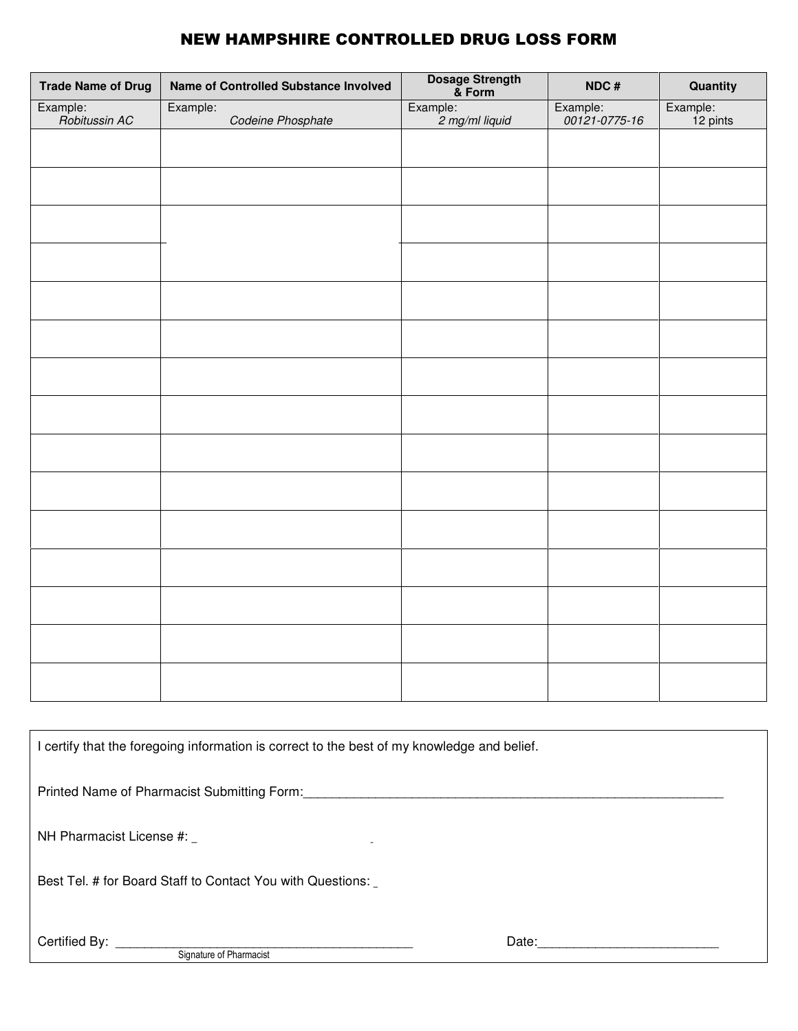# NEW HAMPSHIRE CONTROLLED DRUG LOSS FORM

| Trade Name of Drug | Name of Controlled Substance Involved | Dosage Strength & Form | NDC # | Quantity |
|---|---|---|---|---|
| Example: *Robitussin AC* | Example: *Codeine Phosphate* | Example: *2 mg/ml liquid* | Example: *00121-0775-16* | Example: 12 pints |
| | | | | |
| | | | | |
| | | | | |
| | | | | |
| | | | | |
| | | | | |
| | | | | |
| | | | | |
| | | | | |
| | | | | |
| | | | | |
| | | | | |
| | | | | |
| | | | | |
| | | | | |

I certify that the foregoing information is correct to the best of my knowledge and belief.

Printed Name of Pharmacist Submitting Form:_______________________________________________________________

NH Pharmacist License #: _

Best Tel. # for Board Staff to Contact You with Questions: _

Certified By: ____________________________________________ Date:__________________________

Signature of Pharmacist